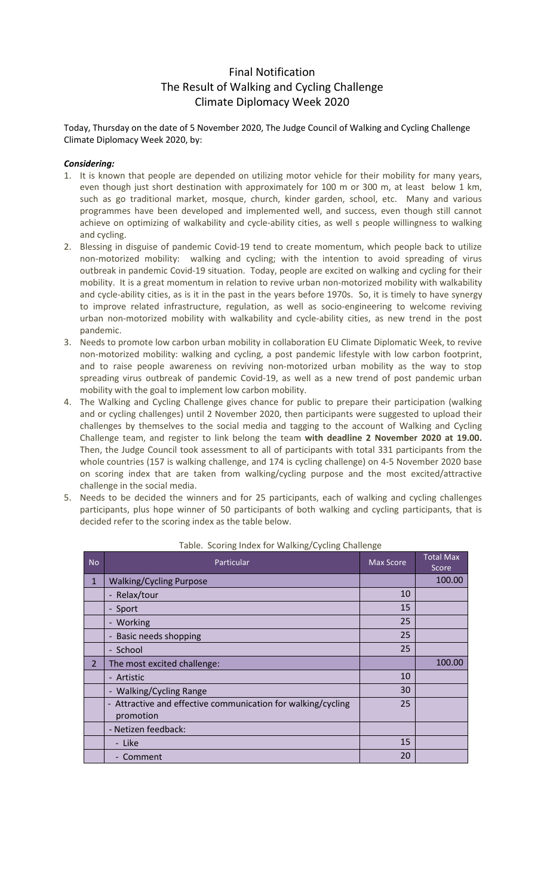# Final Notification
# The Result of Walking and Cycling Challenge
# Climate Diplomacy Week 2020

Today, Thursday on the date of 5 November 2020, The Judge Council of Walking and Cycling Challenge Climate Diplomacy Week 2020, by:

***Considering:***

1. It is known that people are depended on utilizing motor vehicle for their mobility for many years, even though just short destination with approximately for 100 m or 300 m, at least below 1 km, such as go traditional market, mosque, church, kinder garden, school, etc. Many and various programmes have been developed and implemented well, and success, even though still cannot achieve on optimizing of walkability and cycle-ability cities, as well s people willingness to walking and cycling.
2. Blessing in disguise of pandemic Covid-19 tend to create momentum, which people back to utilize non-motorized mobility: walking and cycling; with the intention to avoid spreading of virus outbreak in pandemic Covid-19 situation. Today, people are excited on walking and cycling for their mobility. It is a great momentum in relation to revive urban non-motorized mobility with walkability and cycle-ability cities, as is it in the past in the years before 1970s. So, it is timely to have synergy to improve related infrastructure, regulation, as well as socio-engineering to welcome reviving urban non-motorized mobility with walkability and cycle-ability cities, as new trend in the post pandemic.
3. Needs to promote low carbon urban mobility in collaboration EU Climate Diplomatic Week, to revive non-motorized mobility: walking and cycling, a post pandemic lifestyle with low carbon footprint, and to raise people awareness on reviving non-motorized urban mobility as the way to stop spreading virus outbreak of pandemic Covid-19, as well as a new trend of post pandemic urban mobility with the goal to implement low carbon mobility.
4. The Walking and Cycling Challenge gives chance for public to prepare their participation (walking and or cycling challenges) until 2 November 2020, then participants were suggested to upload their challenges by themselves to the social media and tagging to the account of Walking and Cycling Challenge team, and register to link belong the team **with deadline 2 November 2020 at 19.00.** Then, the Judge Council took assessment to all of participants with total 331 participants from the whole countries (157 is walking challenge, and 174 is cycling challenge) on 4-5 November 2020 base on scoring index that are taken from walking/cycling purpose and the most excited/attractive challenge in the social media.
5. Needs to be decided the winners and for 25 participants, each of walking and cycling challenges participants, plus hope winner of 50 participants of both walking and cycling participants, that is decided refer to the scoring index as the table below.

Table. Scoring Index for Walking/Cycling Challenge

| No | Particular | Max Score | Total Max Score |
|---|---|---|---|
| 1 | Walking/Cycling Purpose | | 100.00 |
| | - Relax/tour | 10 | |
| | - Sport | 15 | |
| | - Working | 25 | |
| | - Basic needs shopping | 25 | |
| | - School | 25 | |
| 2 | The most excited challenge: | | 100.00 |
| | - Artistic | 10 | |
| | - Walking/Cycling Range | 30 | |
| | - Attractive and effective communication for walking/cycling promotion | 25 | |
| | - Netizen feedback: | | |
| | - Like | 15 | |
| | - Comment | 20 | |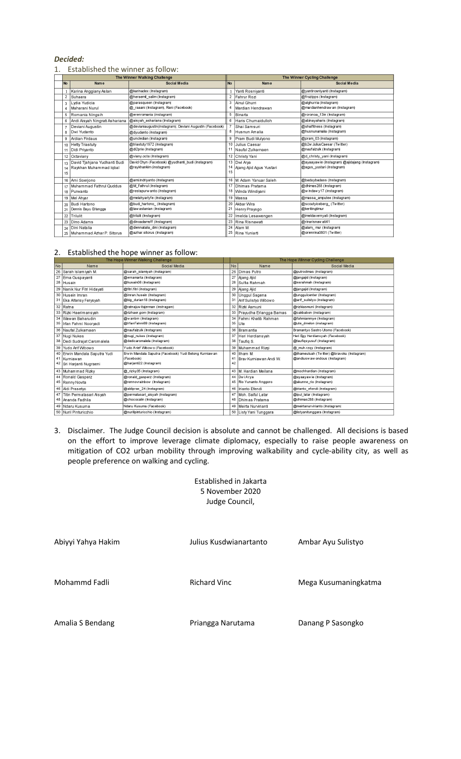***Decided:***

1. Established the winner as follow:

| The Winner Walking Challenge | | | The Winner Cycling Challenge | | |
|---|---|---|---|---|---|
| **No** | **Name** | **Social Media** | **No** | **Name** | **Social Media** |
| 1 | Karina Anggiany Aslan | @karinadex (Instagram) | 1 | Yanti Rosniyanti | @yantirosniyanti (Instagram) |
| 2 | Suhaera | @heraemil_salim (Instagram) | 2 | Fahrur Rozi | @frozipps (Instagram) |
| 3 | Lydia Yudicia | @parasqueen (Instagram) | 3 | Ainul Ghurri | @alghurria (Instagram) |
| 4 | Maharani Nurul | @_raaani (Instagram), Rani (Facebook) | 4 | Mardian Hendrawan | @mardianhendrawan (Instagram) |
| 5 | Romania Ningsih | @erenromania (Instagram) | 5 | Binarta | @roronoa_13in (Instagram) |
| 6 | Andi Aisyah Ningrati Ashariana | @aisyah_ashariana (Instagram) | 6 | Haris Chumaidulloh | @abinayaharis (Instagram) |
| 7 | Deviani Augustin | @devianiaugustin(Instagram); Deviani Augustin (Facebook) | 7 | Shai Samsuri | @shaifitness (Instagram) |
| 8 | Dwi Yudanto | @dyudanto (Instagram) | 8 | Husnun Amalia | @husnunamalia (Instagram) |
| 9 | Ardian Firdaus | @uncledian (Instagram) | 9 | Pram Budi Mulyono | @pram_03 (Instagram) |
| 10 | Hetty Triastuty | @triastuty1972 (Instagram) | 10 | Julius Caesar | @b2w JuliusCaesar (Twitter) |
| 11 | Didi Priyanto | @di2prie (Instagram) | 11 | Naufal Zulkarnaen | @naufalzulk (Instagram) |
| 12 | Octaviany | @viany.octa (Instagram) | 12 | Christy Yani | @d_christy_yani (Instagram) |
| 13 | David Tjahjana Yudhanti Budi | David Chyn (Facebook) @yudhanti_budi (Instagram) | 13 | Dwi Arya | @ayaayawie (Instagram) @ajidajang (Instagram) |
| 14 | Raykhan Muhammad Iqbal | @raykhankim (Instagram) | 14 | Ajang Ajid Agus Yustari | @agus_yustari (Instagram) |
| 15 | | | 15 | | |
| 16 | Ami Soerjono | @amiindriyanto (Instagram) | 16 | M. Adam Yanuar Saleh | @baduybadass (Instagram) |
| 17 | Muhammad Fathrul Quddus | @M_Fathrul (Instagram) | 17 | Dhimas Pratama | @dhimas288 (Instagram) |
| 18 | Purwanto | @restapurwanto (Instagram) | 18 | Winda Windiyani | @windawy17 (Instagram) |
| 19 | Mel Ahyar | @melahyarlyfe (Instagram) | 19 | Massa | @massa_amputee (Instagram) |
| 20 | Budi Hartono | @budi_hartono_ (Instagram) | 20 | Akbar Wira | @scoutyiceberg_ (Twitter) |
| 21 | Dennis Bayu Erlangga | @lawastanian (Instagram) | 21 | Henry Prayogo | @keritingtimur |
| 22 | Trilulit | @trilulit (Instagram) | 22 | Imelda Lesawengen | @imeldavernyati (Instagram) |
| 23 | Dino Adams | @dinoadamsff (Instagram) | 23 | Rina Risnawati | @rinarisnawati41 |
| 24 | Dini Natalia | @diennatalia_dini (Instagram) | 24 | Alam M. | @alam_mur (Instagram) |
| 25 | Muhammad Azhar P. Sitorus | @azhar.sitorus (Instagram) | 25 | Rina Yuniarti | @orienrina0801 (Twitter) |

2. Established the hope winner as follow:

| The Hope Winner Walking Challenge | | | The Hope Winner Cycling Challenge | | |
|---|---|---|---|---|---|
| **No** | **Name** | **Social Media** | **No** | **Name** | **Social Media** |
| 26 | Sarah Islamiyah M. | @sarah_islamiyah (Instagram) | 26 | Dimas Putro | @putrodimas (Instagram) |
| 27 | Erna Guspayanti | @ernamarta (Instagram) | 27 | Ajang Ajid | @jangajid (Instagram) |
| 28 | Husain | @husain06 (Instagram) | 28 | Suffia Rahmah | @ssrahmah (Instagram) |
| 29 | Nanik Nur Fitri Hidayati | @fitri.fitri (Instagram) | 29 | Ajang Ajid | @jangajid (Instagram) |
| 30 | Husein Imran | @imran.husein (Instagram) | 30 | Unggul Sagena | @unggulcenter (Instagram) |
| 31 | Eka Afarisy Ferysyah | @big_durian18 (Instagram) | 31 | Arif Sulistyo Wibowo | @arif_sulistyo (Instagram) |
| 32 | Ratna | @ratnajuwitajerman (instragam) | 32 | Rizki Asmuni | @rizkiasmuni (Instagram) |
| 33 | Rizki Haerimansyah | @rizhaer.gom (Instagram) | 33 | Prayudha Erlangga Barnas | @calobabon (Instagram) |
| 34 | Wawan Baharudin | @wanbm (Instagram) | 34 | Fahmi Khatib Rahman | @fahmiammye (Instagram) |
| 35 | Irfan Fahmi Nooryadi | @IrfanFahmi69 (Instagram) | 35 | Ute | @ute_dmelon (Instagram) |
| 36 | Naufal Zulkarnaen | @naufalzulk (Instagram) | 36 | Bramantia | Bramantyo Sastro Utomo (Facebook) |
| 37 | Nugi Nukes | @nugi_nukes (Instagram) | 37 | Heri Herdiansyah | Heri Egy Herdiansyah (Facebook) |
| 38 | Dedi Sudrajat Caromalela | @dedicaromalela (Instagram) | 38 | Taufiq S. | @taufiqsyusuf (Instagram) |
| 39 | Yudo Arif Wibowo | Yudo Arief Wibowo (Facebook) | 39 | Muhammad Rizqi | @_muh.rzqy (Instagram) |
| 40 | Erwin Mandala Saputra Yudi | Erwin Mandala Saputra (Facebook) Yudi Betong Kurniawan | 40 | Ilham M. | @ilhameutuah (Twitter) @bravoku (Instagram) |
| 41 | Kurniawan | (Facebook) | 41 | Brav Kurniawan Andi W. | @andiuswawondous (Instagram) |
| 42 | Sri Harjanti Nugraeni | @harjanti22 (Instagram) | 42 | | |
| 43 | Muhammad Rizky | @_rizky05 (Instagram) | 43 | M. Hardian Meilana | @mochhardian (Instagram) |
| 44 | Ronald Gasperz | @ronald_gasperz (Instagram) | 44 | Dwi Arya | @ayaayawie (Instagram) |
| 45 | Renny Novita | @rennovrainbow (Instagram) | 45 | Rio Yunanto Anggoro | @akunne_rio (Instagram) |
| 46 | Aldi Prasetyo | @aldipras_24 (Instagram) | 46 | Irianto Efendi | @irianto_efendi (Instagram) |
| 47 | Titin Permatasari Aisyah | @permatasari_aisyah (Instagram) | 47 | Moh. Saiful Latar | @ipul_latar (Instagram) |
| 48 | Ananda Fadhila | @chococalin (Instagram) | 48 | Dhimas Pratama | @dhimas288 (Instagram) |
| 49 | Ndaru Kusuma | Ndaru Kusuma (Facebook) | 49 | Meirta Nurvirianti | @meirtanurvirianto (Instagram) |
| 50 | Nuril Pinturicchio | @nurilpinturicchio (Instagram) | 50 | Listy Yani Tunggara | @listyanitunggara (Instagram) |

3. Disclaimer. The Judge Council decision is absolute and cannot be challenged. All decisions is based on the effort to improve leverage climate diplomacy, especially to raise people awareness on mitigation of CO2 urban mobility through improving walkability and cycle-ability city, as well as people preference on walking and cycling.

Established in Jakarta
5 November 2020
Judge Council,

Abiyyi Yahya Hakim    Julius Kusdwianartanto    Ambar Ayu Sulistyo

Mohammd Fadli    Richard Vinc    Mega Kusumaningkatma

Amalia S Bendang    Priangga Narutama    Danang P Sasongko